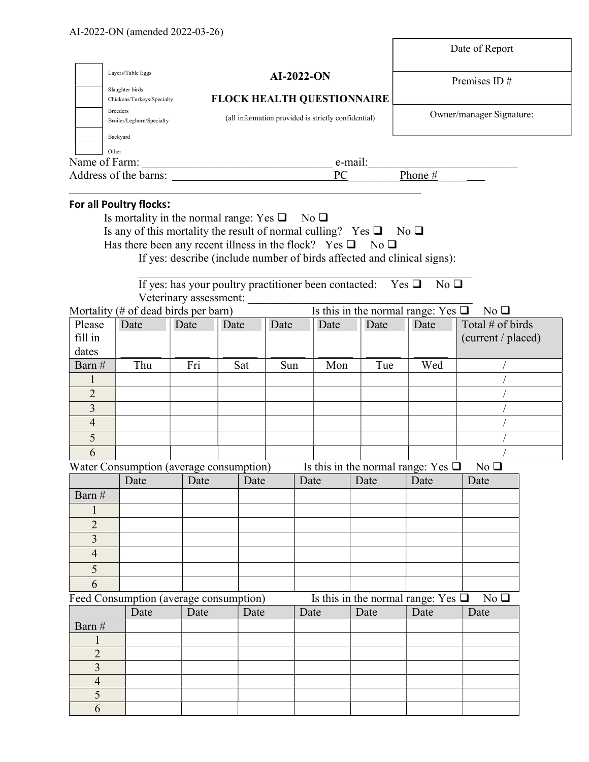AI-2022-ON (amended 2022-03-26)

| Date of Report |
|---|
| Premises ID # |
| Owner/manager Signature: |

- ☐ Layers/Table Eggs
- ☐ Slaughter birds Chickens/Turkeys/Specialty
- ☐ Breeders Broiler/Leghorn/Specialty
- ☐ Backyard
- ☐ Other

# AI-2022-ON

## FLOCK HEALTH QUESTIONNAIRE

(all information provided is strictly confidential)

Name of Farm: ________________________________ e-mail:__________________________

Address of the barns: ____________________________PC_________Phone #_________

____________________________________________________________________

**For all Poultry flocks:**

Is mortality in the normal range: Yes ❑ No ❑

Is any of this mortality the result of normal culling? Yes ❑ No ❑

Has there been any recent illness in the flock? Yes ❑ No ❑

If yes: describe (include number of birds affected and clinical signs):

____________________________________________________________

If yes: has your poultry practitioner been contacted: Yes ❑ No ❑

Veterinary assessment: ____________________________________________

Mortality (# of dead birds per barn) Is this in the normal range: Yes ❑ No ❑

| Please fill in dates | Date _______ | Date _______ | Date _______ | Date _______ | Date _______ | Date _______ | Date _______ | Total # of birds (current / placed) |
|---|---|---|---|---|---|---|---|---|
| Barn # | Thu | Fri | Sat | Sun | Mon | Tue | Wed | / |
| 1 | | | | | | | | / |
| 2 | | | | | | | | / |
| 3 | | | | | | | | / |
| 4 | | | | | | | | / |
| 5 | | | | | | | | / |
| 6 | | | | | | | | / |

Water Consumption (average consumption) Is this in the normal range: Yes ❑ No ❑

| | Date | Date | Date | Date | Date | Date | Date |
|---|---|---|---|---|---|---|---|
| Barn # | | | | | | | |
| 1 | | | | | | | |
| 2 | | | | | | | |
| 3 | | | | | | | |
| 4 | | | | | | | |
| 5 | | | | | | | |
| 6 | | | | | | | |

Feed Consumption (average consumption) Is this in the normal range: Yes ❑ No ❑

| | Date | Date | Date | Date | Date | Date | Date |
|---|---|---|---|---|---|---|---|
| Barn # | | | | | | | |
| 1 | | | | | | | |
| 2 | | | | | | | |
| 3 | | | | | | | |
| 4 | | | | | | | |
| 5 | | | | | | | |
| 6 | | | | | | | |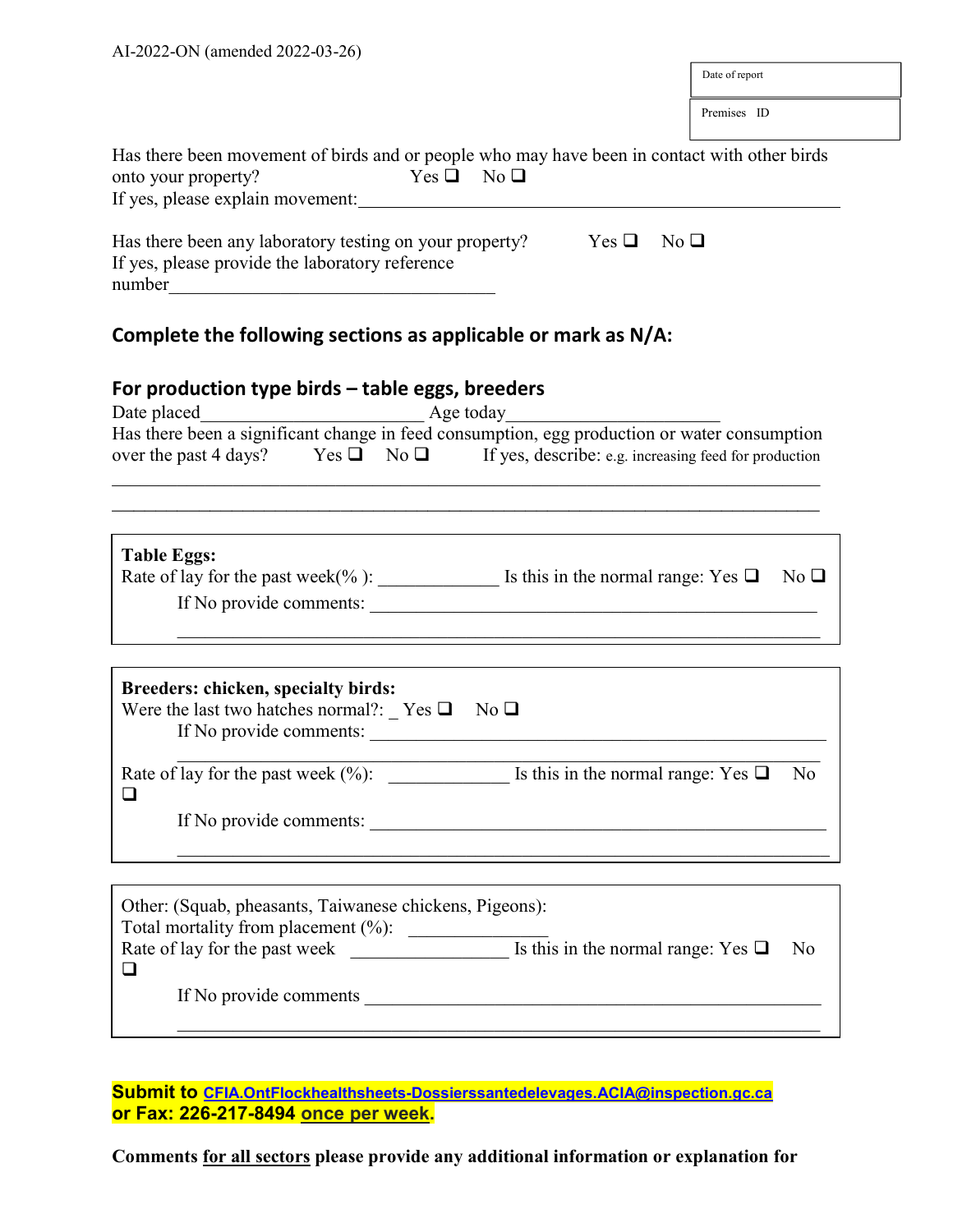AI-2022-ON (amended 2022-03-26)

| Date of report |
|---|
| Premises ID |

Has there been movement of birds and or people who may have been in contact with other birds onto your property? Yes ❑ No ❑
If yes, please explain movement:\_\_\_\_\_\_\_\_\_\_\_\_\_\_\_\_\_\_\_\_\_\_\_\_\_\_\_\_\_\_\_\_\_\_\_\_\_\_\_\_\_\_\_\_\_\_\_\_

Has there been any laboratory testing on your property? Yes ❑ No ❑
If yes, please provide the laboratory reference number\_\_\_\_\_\_\_\_\_\_\_\_\_\_\_\_\_\_\_\_\_\_\_\_\_\_\_\_\_\_\_\_\_\_

## Complete the following sections as applicable or mark as N/A:

## For production type birds – table eggs, breeders

Date placed\_\_\_\_\_\_\_\_\_\_\_\_\_\_\_\_\_\_\_\_\_\_\_\_ Age today\_\_\_\_\_\_\_\_\_\_\_\_\_\_\_\_\_\_\_\_\_\_\_

Has there been a significant change in feed consumption, egg production or water consumption over the past 4 days? Yes ❑ No ❑ If yes, describe: e.g. increasing feed for production

\_\_\_\_\_\_\_\_\_\_\_\_\_\_\_\_\_\_\_\_\_\_\_\_\_\_\_\_\_\_\_\_\_\_\_\_\_\_\_\_\_\_\_\_\_\_\_\_\_\_\_\_\_\_\_\_\_\_\_\_\_\_\_\_\_\_\_\_\_\_\_\_

\_\_\_\_\_\_\_\_\_\_\_\_\_\_\_\_\_\_\_\_\_\_\_\_\_\_\_\_\_\_\_\_\_\_\_\_\_\_\_\_\_\_\_\_\_\_\_\_\_\_\_\_\_\_\_\_\_\_\_\_\_\_\_\_\_\_\_\_\_\_\_\_

**Table Eggs:**

Rate of lay for the past week(% ): \_\_\_\_\_\_\_\_\_\_\_\_\_ Is this in the normal range: Yes ❑ No ❑

If No provide comments: \_\_\_\_\_\_\_\_\_\_\_\_\_\_\_\_\_\_\_\_\_\_\_\_\_\_\_\_\_\_\_\_\_\_\_\_\_\_\_\_\_\_\_\_\_\_\_\_

\_\_\_\_\_\_\_\_\_\_\_\_\_\_\_\_\_\_\_\_\_\_\_\_\_\_\_\_\_\_\_\_\_\_\_\_\_\_\_\_\_\_\_\_\_\_\_\_\_\_\_\_\_\_\_\_\_\_\_\_\_\_\_\_\_\_\_\_

**Breeders: chicken, specialty birds:**

Were the last two hatches normal?: \_ Yes ❑ No ❑

If No provide comments: \_\_\_\_\_\_\_\_\_\_\_\_\_\_\_\_\_\_\_\_\_\_\_\_\_\_\_\_\_\_\_\_\_\_\_\_\_\_\_\_\_\_\_\_\_\_\_\_

\_\_\_\_\_\_\_\_\_\_\_\_\_\_\_\_\_\_\_\_\_\_\_\_\_\_\_\_\_\_\_\_\_\_\_\_\_\_\_\_\_\_\_\_\_\_\_\_\_\_\_\_\_\_\_\_\_\_\_\_\_\_\_\_\_\_\_\_

Rate of lay for the past week (%): \_\_\_\_\_\_\_\_\_\_\_\_\_ Is this in the normal range: Yes ❑ No ❑

If No provide comments: \_\_\_\_\_\_\_\_\_\_\_\_\_\_\_\_\_\_\_\_\_\_\_\_\_\_\_\_\_\_\_\_\_\_\_\_\_\_\_\_\_\_\_\_\_\_\_\_

\_\_\_\_\_\_\_\_\_\_\_\_\_\_\_\_\_\_\_\_\_\_\_\_\_\_\_\_\_\_\_\_\_\_\_\_\_\_\_\_\_\_\_\_\_\_\_\_\_\_\_\_\_\_\_\_\_\_\_\_\_\_\_\_\_\_\_\_

Other: (Squab, pheasants, Taiwanese chickens, Pigeons):

Total mortality from placement (%): \_\_\_\_\_\_\_\_\_\_\_\_\_\_\_

Rate of lay for the past week \_\_\_\_\_\_\_\_\_\_\_\_\_\_\_\_\_ Is this in the normal range: Yes ❑ No ❑

If No provide comments \_\_\_\_\_\_\_\_\_\_\_\_\_\_\_\_\_\_\_\_\_\_\_\_\_\_\_\_\_\_\_\_\_\_\_\_\_\_\_\_\_\_\_\_\_\_\_\_

\_\_\_\_\_\_\_\_\_\_\_\_\_\_\_\_\_\_\_\_\_\_\_\_\_\_\_\_\_\_\_\_\_\_\_\_\_\_\_\_\_\_\_\_\_\_\_\_\_\_\_\_\_\_\_\_\_\_\_\_\_\_\_\_\_\_\_\_

**Submit to CFIA.OntFlockhealthsheets-Dossierssantedelevages.ACIA@inspection.gc.ca or Fax: 226-217-8494 once per week.**

**Comments for all sectors please provide any additional information or explanation for**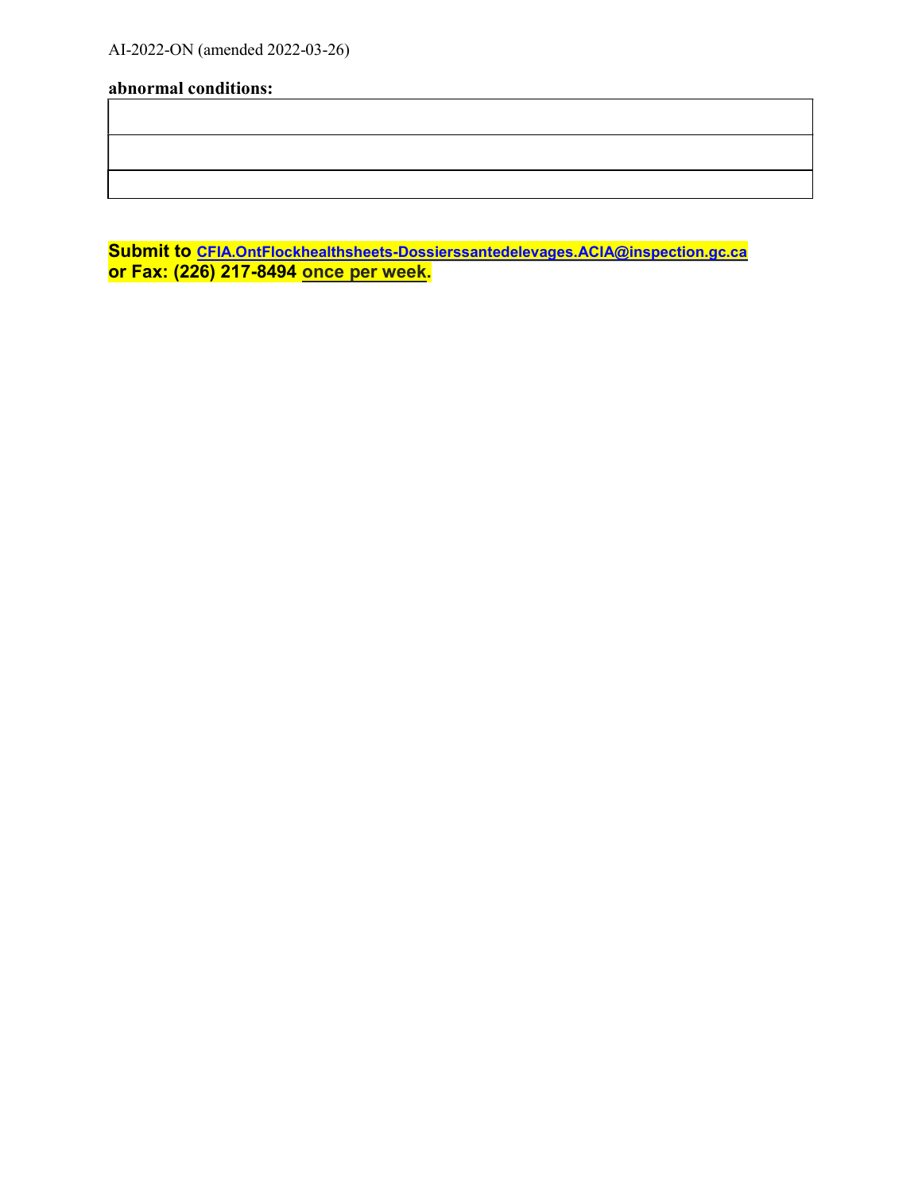**abnormal conditions:**

| |
|---|
| |
| |

**Submit to CFIA.OntFlockhealthsheets-Dossierssantedelevages.ACIA@inspection.gc.ca or Fax: (226) 217-8494 once per week.**